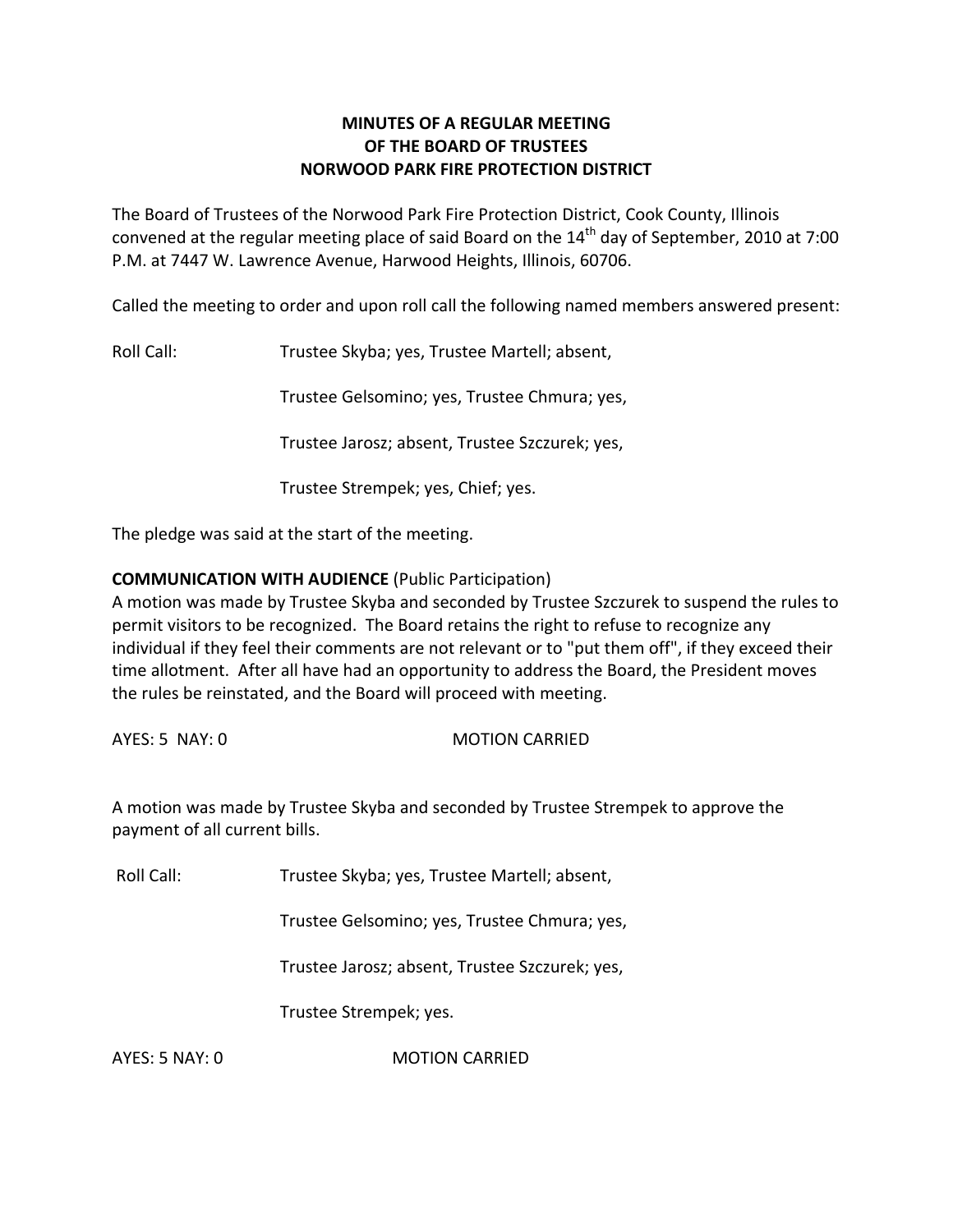# MINUTES OF A REGULAR MEETING
# OF THE BOARD OF TRUSTEES
# NORWOOD PARK FIRE PROTECTION DISTRICT

The Board of Trustees of the Norwood Park Fire Protection District, Cook County, Illinois convened at the regular meeting place of said Board on the 14th day of September, 2010 at 7:00 P.M. at 7447 W. Lawrence Avenue, Harwood Heights, Illinois, 60706.

Called the meeting to order and upon roll call the following named members answered present:

Roll Call: Trustee Skyba; yes, Trustee Martell; absent,

Trustee Gelsomino; yes, Trustee Chmura; yes,

Trustee Jarosz; absent, Trustee Szczurek; yes,

Trustee Strempek; yes, Chief; yes.

The pledge was said at the start of the meeting.

**COMMUNICATION WITH AUDIENCE** (Public Participation)
A motion was made by Trustee Skyba and seconded by Trustee Szczurek to suspend the rules to permit visitors to be recognized. The Board retains the right to refuse to recognize any individual if they feel their comments are not relevant or to "put them off", if they exceed their time allotment. After all have had an opportunity to address the Board, the President moves the rules be reinstated, and the Board will proceed with meeting.

AYES: 5 NAY: 0 MOTION CARRIED

A motion was made by Trustee Skyba and seconded by Trustee Strempek to approve the payment of all current bills.

Roll Call: Trustee Skyba; yes, Trustee Martell; absent,

Trustee Gelsomino; yes, Trustee Chmura; yes,

Trustee Jarosz; absent, Trustee Szczurek; yes,

Trustee Strempek; yes.

AYES: 5 NAY: 0 MOTION CARRIED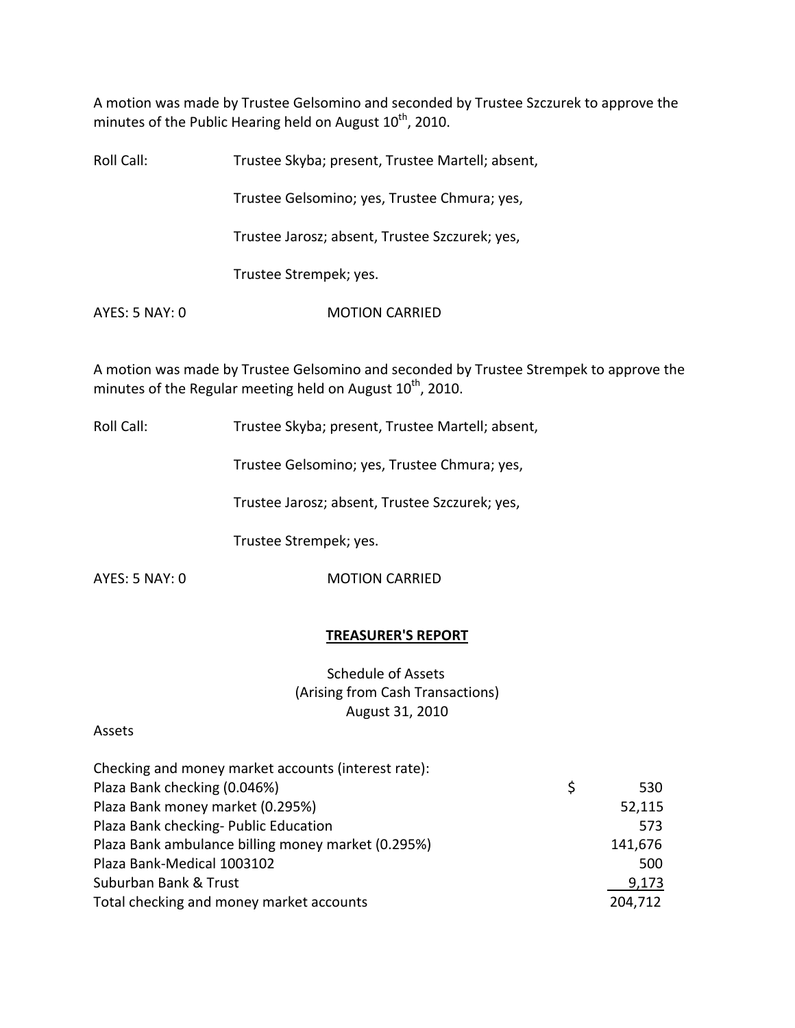A motion was made by Trustee Gelsomino and seconded by Trustee Szczurek to approve the minutes of the Public Hearing held on August 10th, 2010.

Roll Call: Trustee Skyba; present, Trustee Martell; absent,

Trustee Gelsomino; yes, Trustee Chmura; yes,

Trustee Jarosz; absent, Trustee Szczurek; yes,

Trustee Strempek; yes.

AYES: 5 NAY: 0 MOTION CARRIED

A motion was made by Trustee Gelsomino and seconded by Trustee Strempek to approve the minutes of the Regular meeting held on August 10th, 2010.

Roll Call: Trustee Skyba; present, Trustee Martell; absent,

Trustee Gelsomino; yes, Trustee Chmura; yes,

Trustee Jarosz; absent, Trustee Szczurek; yes,

Trustee Strempek; yes.

AYES: 5 NAY: 0 MOTION CARRIED

## TREASURER'S REPORT

Schedule of Assets
(Arising from Cash Transactions)
August 31, 2010

Assets

| | | |
|---|---|---|
| Checking and money market accounts (interest rate): | | |
| Plaza Bank checking (0.046%) | $ | 530 |
| Plaza Bank money market (0.295%) | | 52,115 |
| Plaza Bank checking- Public Education | | 573 |
| Plaza Bank ambulance billing money market (0.295%) | | 141,676 |
| Plaza Bank-Medical 1003102 | | 500 |
| Suburban Bank & Trust | | 9,173 |
| Total checking and money market accounts | | 204,712 |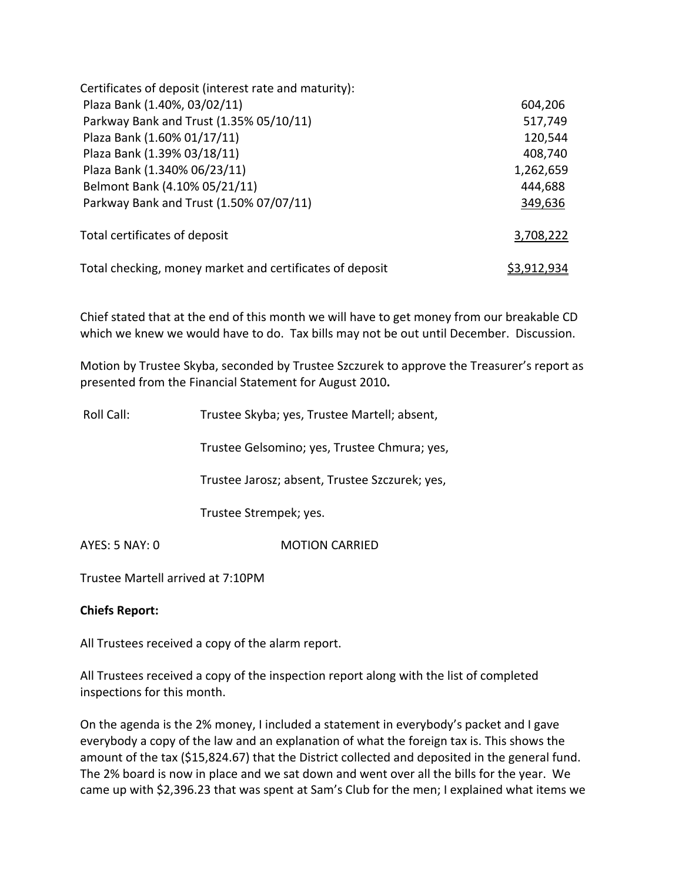| | |
|---|---|
| Certificates of deposit (interest rate and maturity): | |
| Plaza Bank (1.40%, 03/02/11) | 604,206 |
| Parkway Bank and Trust (1.35% 05/10/11) | 517,749 |
| Plaza Bank (1.60% 01/17/11) | 120,544 |
| Plaza Bank (1.39% 03/18/11) | 408,740 |
| Plaza Bank (1.340% 06/23/11) | 1,262,659 |
| Belmont Bank (4.10% 05/21/11) | 444,688 |
| Parkway Bank and Trust (1.50% 07/07/11) | 349,636 |
| Total certificates of deposit | 3,708,222 |
| Total checking, money market and certificates of deposit | $3,912,934 |

Chief stated that at the end of this month we will have to get money from our breakable CD which we knew we would have to do. Tax bills may not be out until December. Discussion.

Motion by Trustee Skyba, seconded by Trustee Szczurek to approve the Treasurer's report as presented from the Financial Statement for August 2010**.**

Roll Call: Trustee Skyba; yes, Trustee Martell; absent,

Trustee Gelsomino; yes, Trustee Chmura; yes,

Trustee Jarosz; absent, Trustee Szczurek; yes,

Trustee Strempek; yes.

AYES: 5 NAY: 0 MOTION CARRIED

Trustee Martell arrived at 7:10PM

**Chiefs Report:**

All Trustees received a copy of the alarm report.

All Trustees received a copy of the inspection report along with the list of completed inspections for this month.

On the agenda is the 2% money, I included a statement in everybody's packet and I gave everybody a copy of the law and an explanation of what the foreign tax is. This shows the amount of the tax ($15,824.67) that the District collected and deposited in the general fund. The 2% board is now in place and we sat down and went over all the bills for the year. We came up with $2,396.23 that was spent at Sam's Club for the men; I explained what items we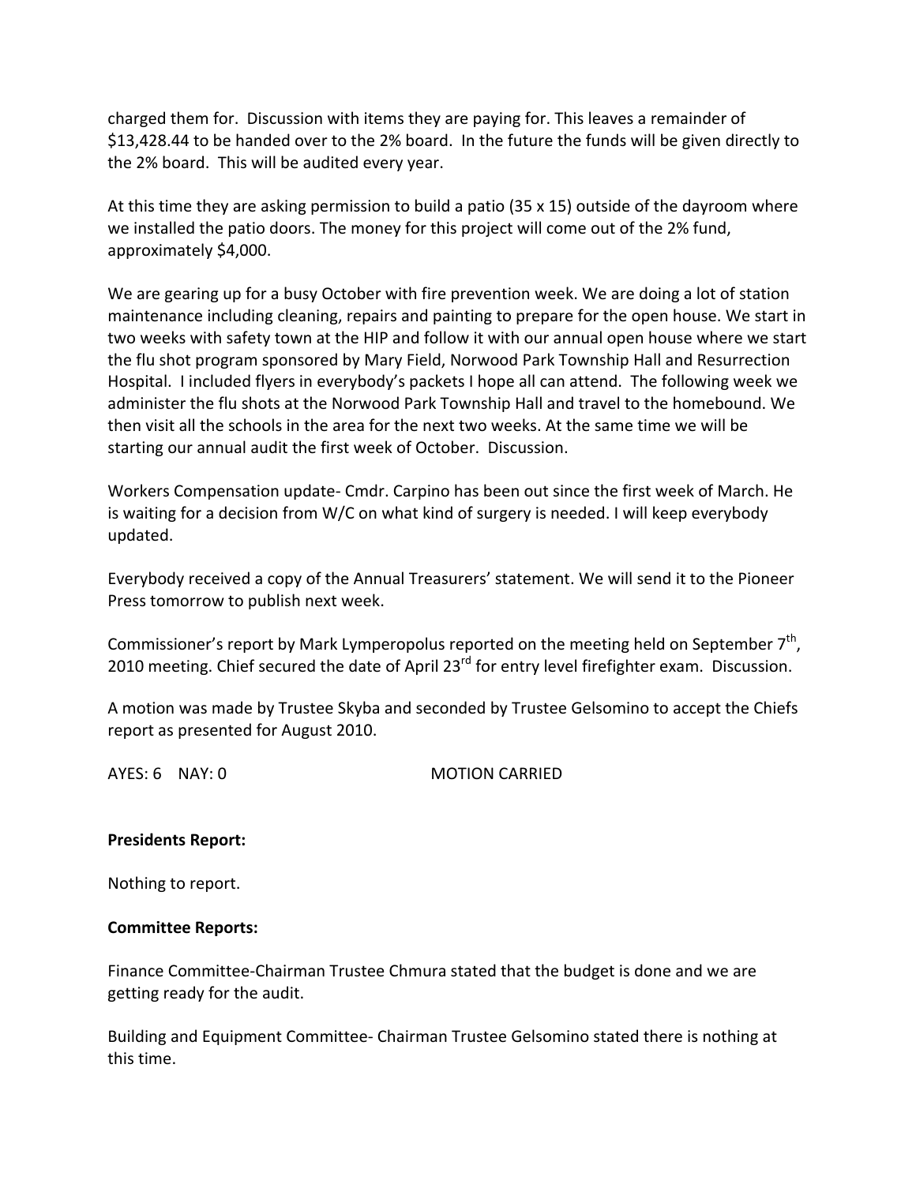charged them for. Discussion with items they are paying for. This leaves a remainder of $13,428.44 to be handed over to the 2% board. In the future the funds will be given directly to the 2% board. This will be audited every year.

At this time they are asking permission to build a patio (35 x 15) outside of the dayroom where we installed the patio doors. The money for this project will come out of the 2% fund, approximately $4,000.

We are gearing up for a busy October with fire prevention week. We are doing a lot of station maintenance including cleaning, repairs and painting to prepare for the open house. We start in two weeks with safety town at the HIP and follow it with our annual open house where we start the flu shot program sponsored by Mary Field, Norwood Park Township Hall and Resurrection Hospital. I included flyers in everybody's packets I hope all can attend. The following week we administer the flu shots at the Norwood Park Township Hall and travel to the homebound. We then visit all the schools in the area for the next two weeks. At the same time we will be starting our annual audit the first week of October. Discussion.

Workers Compensation update- Cmdr. Carpino has been out since the first week of March. He is waiting for a decision from W/C on what kind of surgery is needed. I will keep everybody updated.

Everybody received a copy of the Annual Treasurers' statement. We will send it to the Pioneer Press tomorrow to publish next week.

Commissioner's report by Mark Lymperopolus reported on the meeting held on September 7th, 2010 meeting. Chief secured the date of April 23rd for entry level firefighter exam. Discussion.

A motion was made by Trustee Skyba and seconded by Trustee Gelsomino to accept the Chiefs report as presented for August 2010.

AYES: 6 NAY: 0 MOTION CARRIED

**Presidents Report:**

Nothing to report.

**Committee Reports:**

Finance Committee-Chairman Trustee Chmura stated that the budget is done and we are getting ready for the audit.

Building and Equipment Committee- Chairman Trustee Gelsomino stated there is nothing at this time.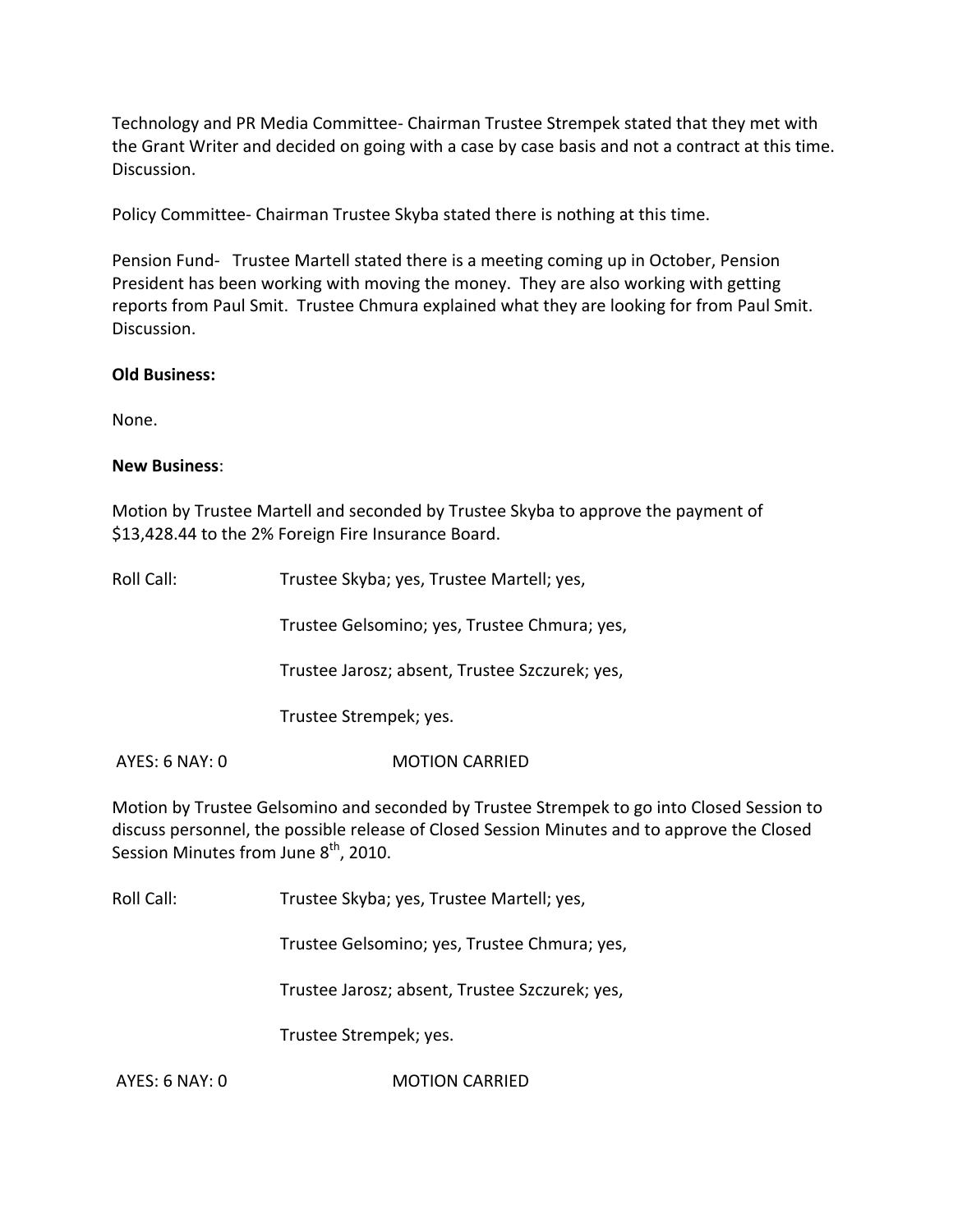Technology and PR Media Committee- Chairman Trustee Strempek stated that they met with the Grant Writer and decided on going with a case by case basis and not a contract at this time. Discussion.

Policy Committee- Chairman Trustee Skyba stated there is nothing at this time.

Pension Fund- Trustee Martell stated there is a meeting coming up in October, Pension President has been working with moving the money. They are also working with getting reports from Paul Smit. Trustee Chmura explained what they are looking for from Paul Smit. Discussion.

**Old Business:**

None.

**New Business**:

Motion by Trustee Martell and seconded by Trustee Skyba to approve the payment of $13,428.44 to the 2% Foreign Fire Insurance Board.

Roll Call: Trustee Skyba; yes, Trustee Martell; yes,

Trustee Gelsomino; yes, Trustee Chmura; yes,

Trustee Jarosz; absent, Trustee Szczurek; yes,

Trustee Strempek; yes.

AYES: 6 NAY: 0 MOTION CARRIED

Motion by Trustee Gelsomino and seconded by Trustee Strempek to go into Closed Session to discuss personnel, the possible release of Closed Session Minutes and to approve the Closed Session Minutes from June 8th, 2010.

Roll Call: Trustee Skyba; yes, Trustee Martell; yes,

Trustee Gelsomino; yes, Trustee Chmura; yes,

Trustee Jarosz; absent, Trustee Szczurek; yes,

Trustee Strempek; yes.

AYES: 6 NAY: 0 MOTION CARRIED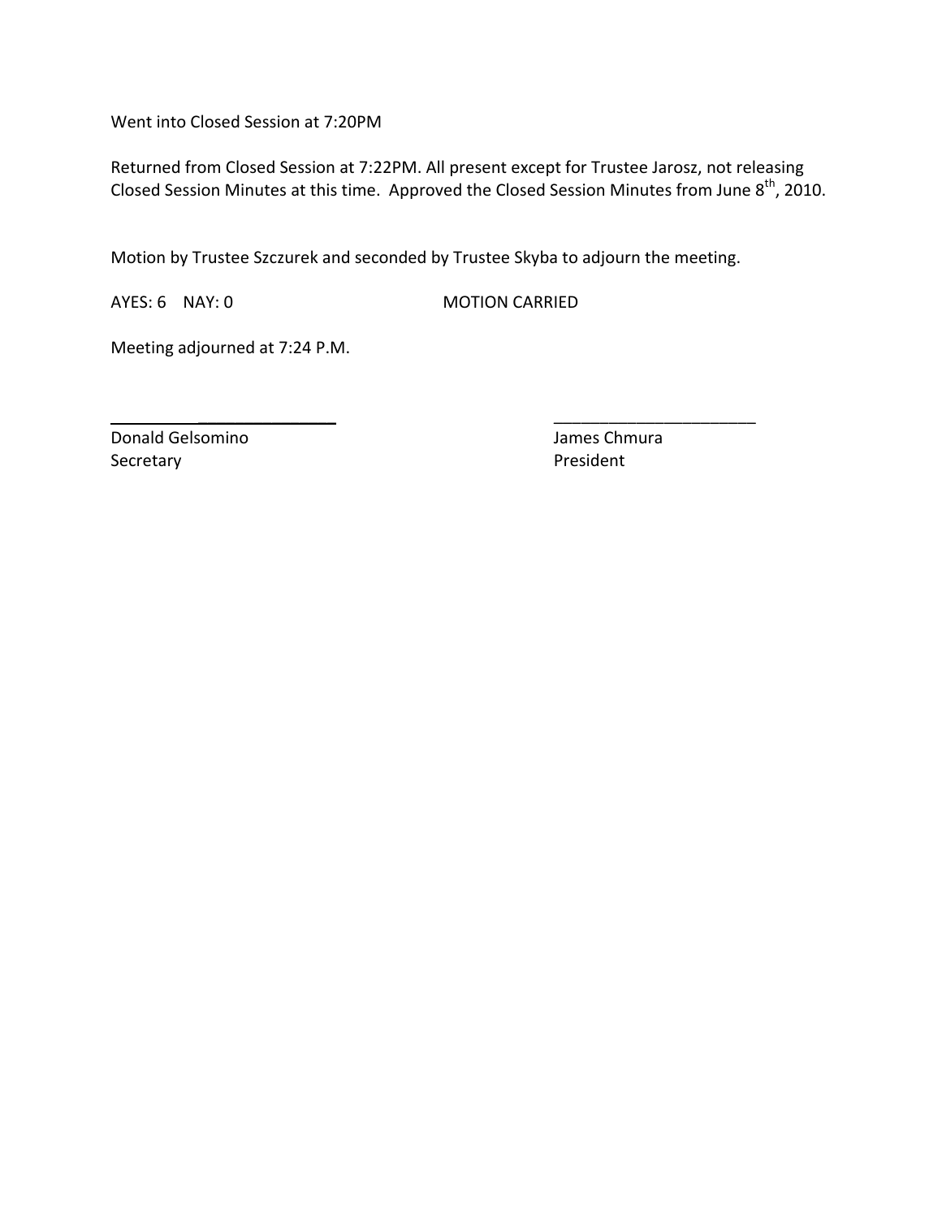Went into Closed Session at 7:20PM

Returned from Closed Session at 7:22PM. All present except for Trustee Jarosz, not releasing Closed Session Minutes at this time. Approved the Closed Session Minutes from June 8th, 2010.

Motion by Trustee Szczurek and seconded by Trustee Skyba to adjourn the meeting.

AYES: 6 NAY: 0 MOTION CARRIED

Meeting adjourned at 7:24 P.M.

_________________________ _________________________

Donald Gelsomino
Secretary

James Chmura
President